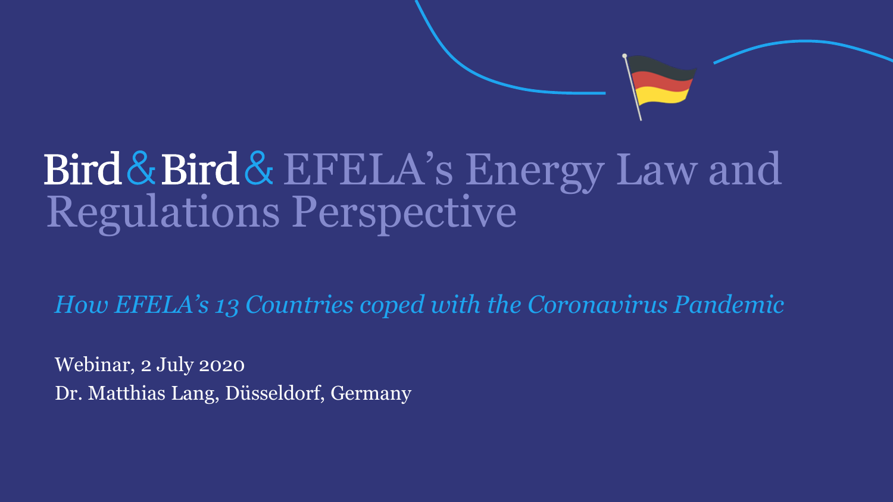# Bird & Bird & EFELA's Energy Law and Regulations Perspective

*How EFELA's 13 Countries coped with the Coronavirus Pandemic*

Webinar, 2 July 2020

Dr. Matthias Lang, Düsseldorf, Germany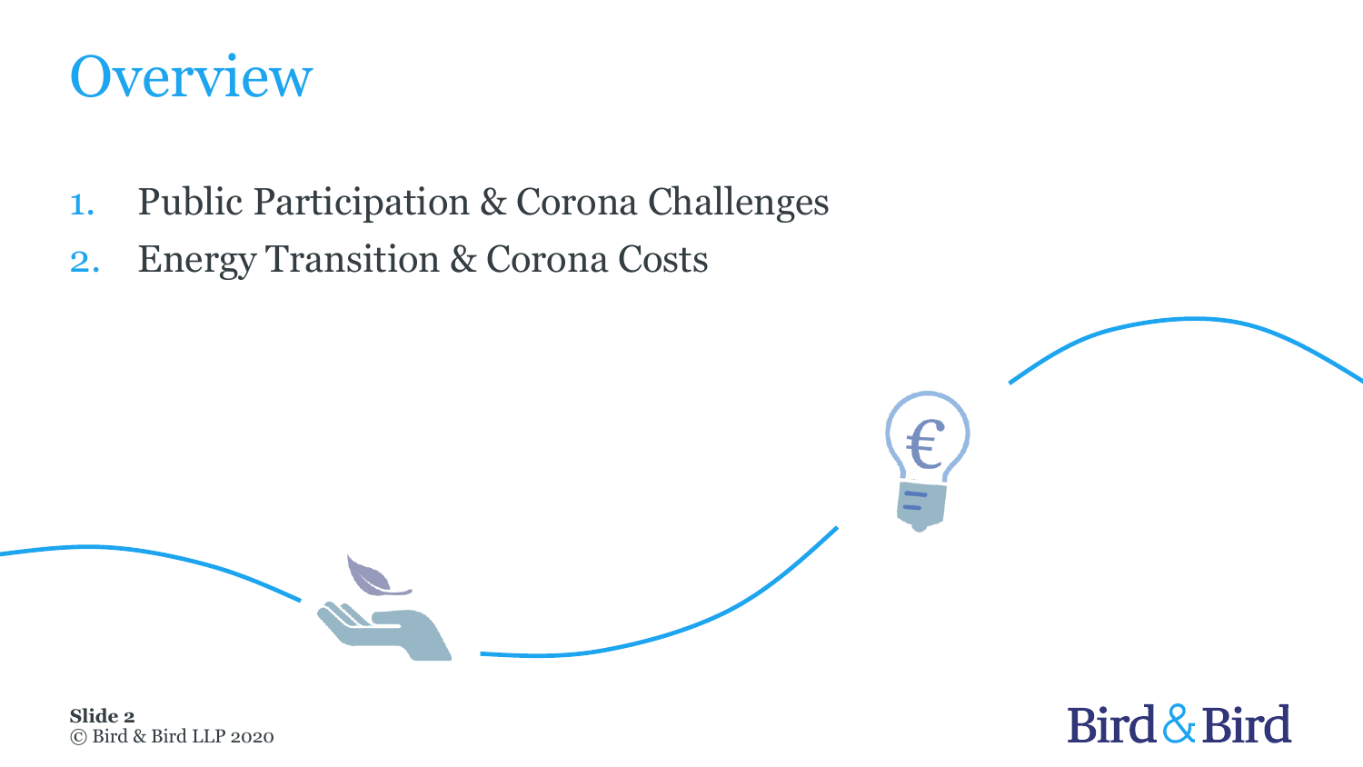# Overview

1. Public Participation & Corona Challenges
2. Energy Transition & Corona Costs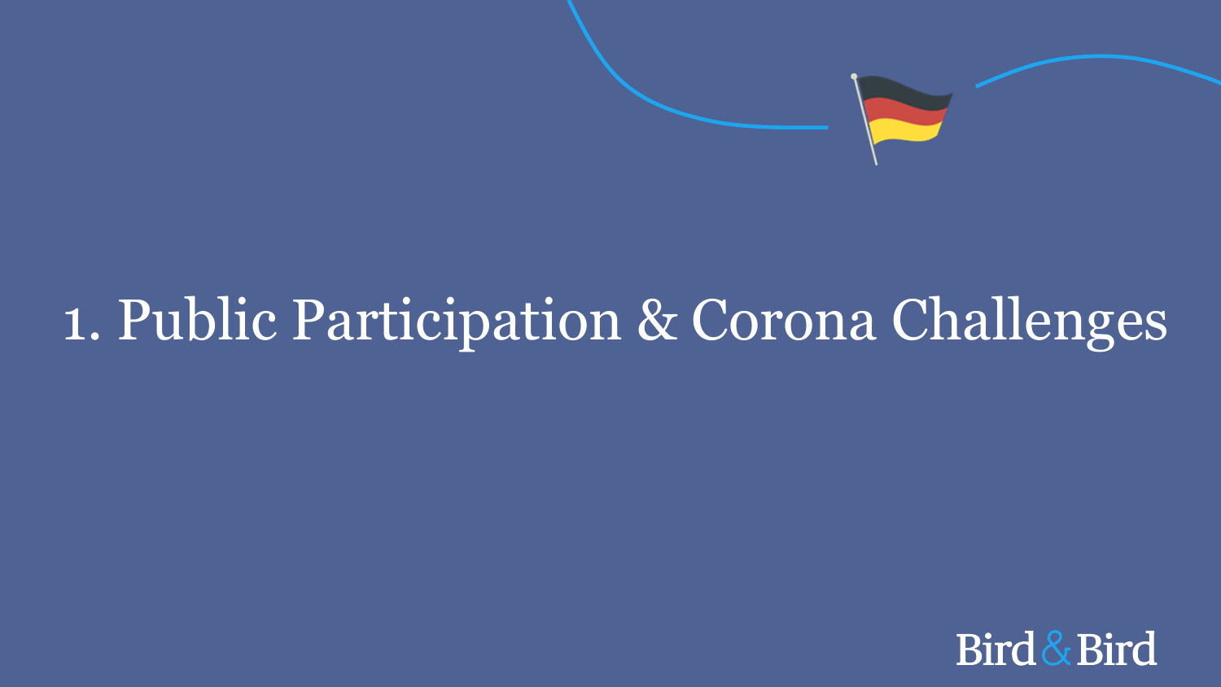# 1. Public Participation & Corona Challenges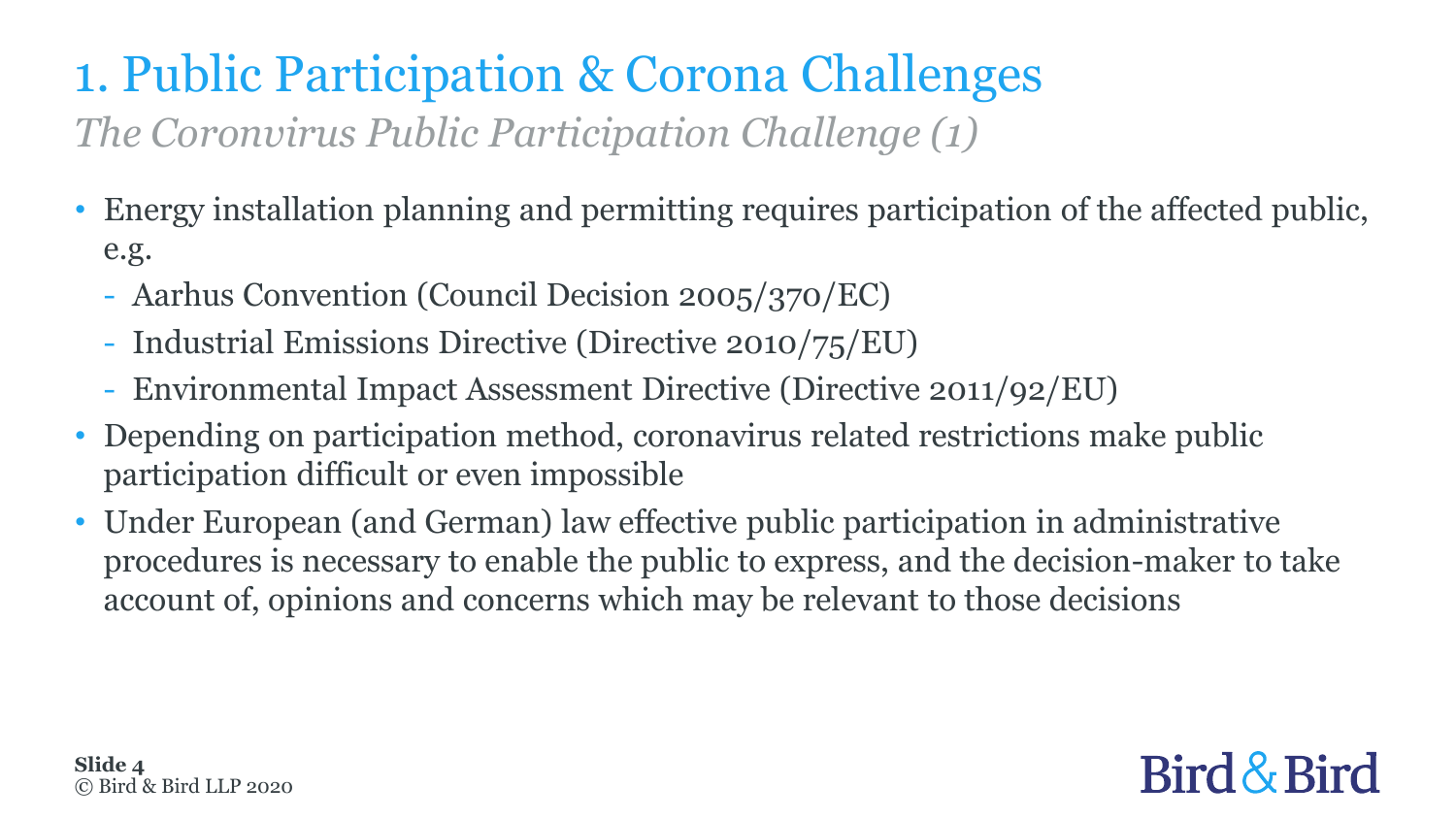# 1. Public Participation & Corona Challenges

*The Coronvirus Public Participation Challenge (1)*

- Energy installation planning and permitting requires participation of the affected public, e.g.
  - Aarhus Convention (Council Decision 2005/370/EC)
  - Industrial Emissions Directive (Directive 2010/75/EU)
  - Environmental Impact Assessment Directive (Directive 2011/92/EU)
- Depending on participation method, coronavirus related restrictions make public participation difficult or even impossible
- Under European (and German) law effective public participation in administrative procedures is necessary to enable the public to express, and the decision-maker to take account of, opinions and concerns which may be relevant to those decisions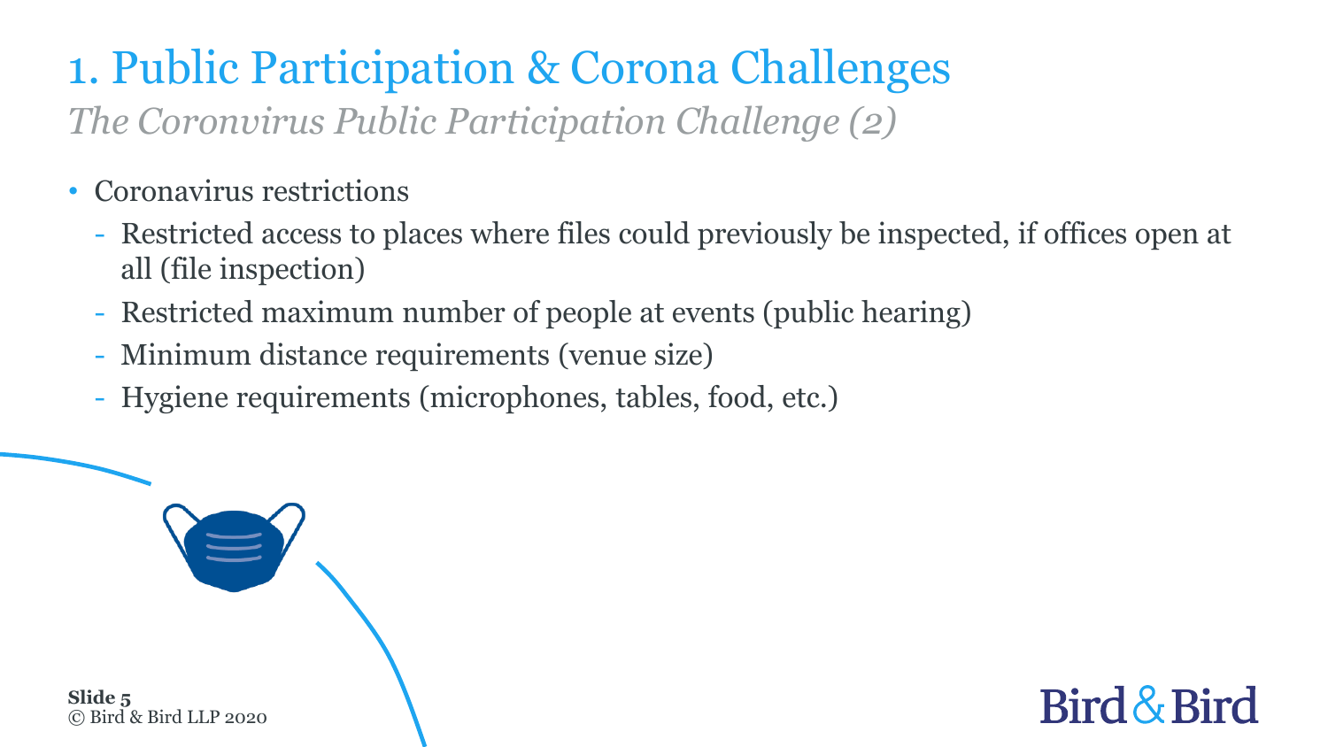# 1. Public Participation & Corona Challenges

*The Coronvirus Public Participation Challenge (2)*

- Coronavirus restrictions
  - Restricted access to places where files could previously be inspected, if offices open at all (file inspection)
  - Restricted maximum number of people at events (public hearing)
  - Minimum distance requirements (venue size)
  - Hygiene requirements (microphones, tables, food, etc.)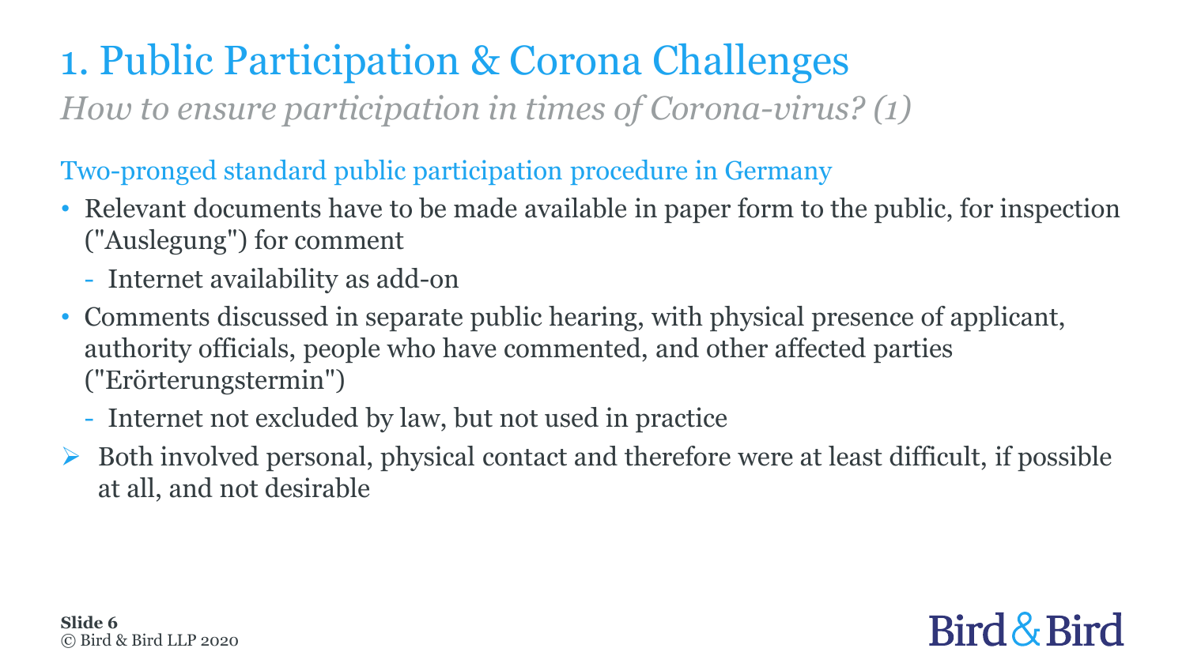# 1. Public Participation & Corona Challenges

*How to ensure participation in times of Corona-virus? (1)*

## Two-pronged standard public participation procedure in Germany

- Relevant documents have to be made available in paper form to the public, for inspection ("Auslegung") for comment
  - Internet availability as add-on
- Comments discussed in separate public hearing, with physical presence of applicant, authority officials, people who have commented, and other affected parties ("Erörterungstermin")
  - Internet not excluded by law, but not used in practice

➢ Both involved personal, physical contact and therefore were at least difficult, if possible at all, and not desirable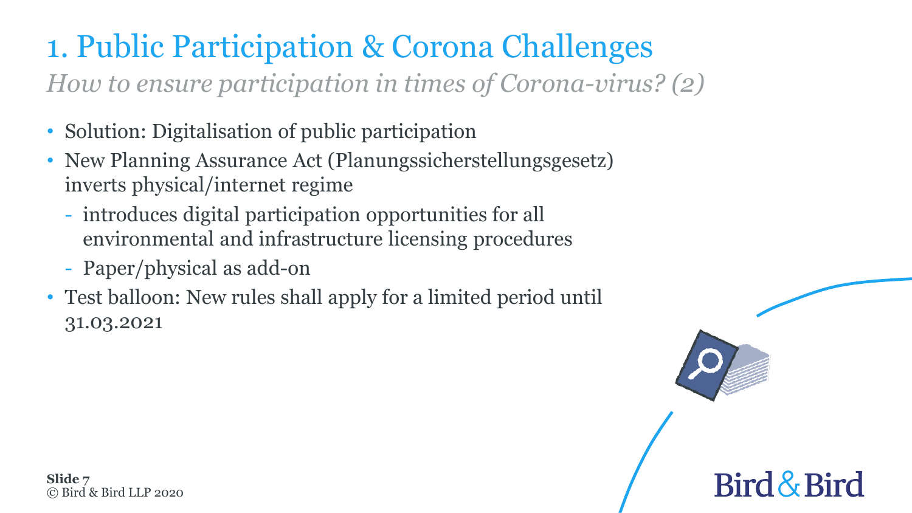# 1. Public Participation & Corona Challenges

*How to ensure participation in times of Corona-virus? (2)*

- Solution: Digitalisation of public participation
- New Planning Assurance Act (Planungssicherstellungsgesetz) inverts physical/internet regime
  - introduces digital participation opportunities for all environmental and infrastructure licensing procedures
  - Paper/physical as add-on
- Test balloon: New rules shall apply for a limited period until 31.03.2021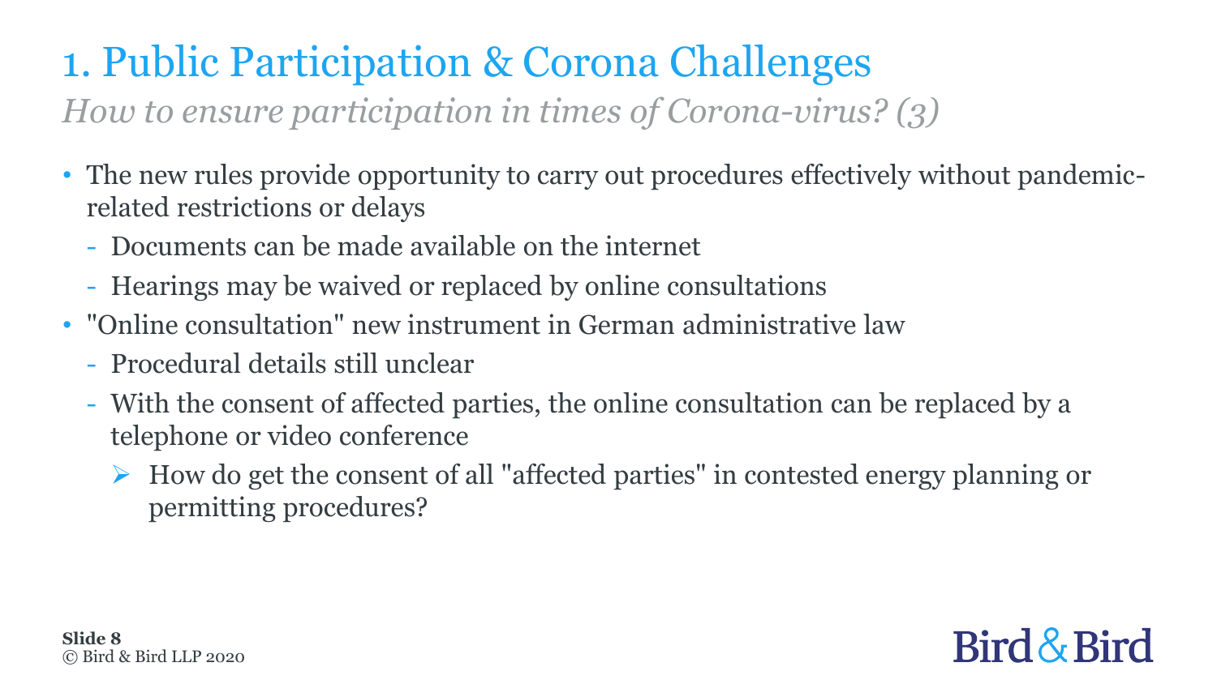# 1. Public Participation & Corona Challenges

*How to ensure participation in times of Corona-virus? (3)*

- The new rules provide opportunity to carry out procedures effectively without pandemic-related restrictions or delays
  - Documents can be made available on the internet
  - Hearings may be waived or replaced by online consultations
- "Online consultation" new instrument in German administrative law
  - Procedural details still unclear
  - With the consent of affected parties, the online consultation can be replaced by a telephone or video conference
    - How do get the consent of all "affected parties" in contested energy planning or permitting procedures?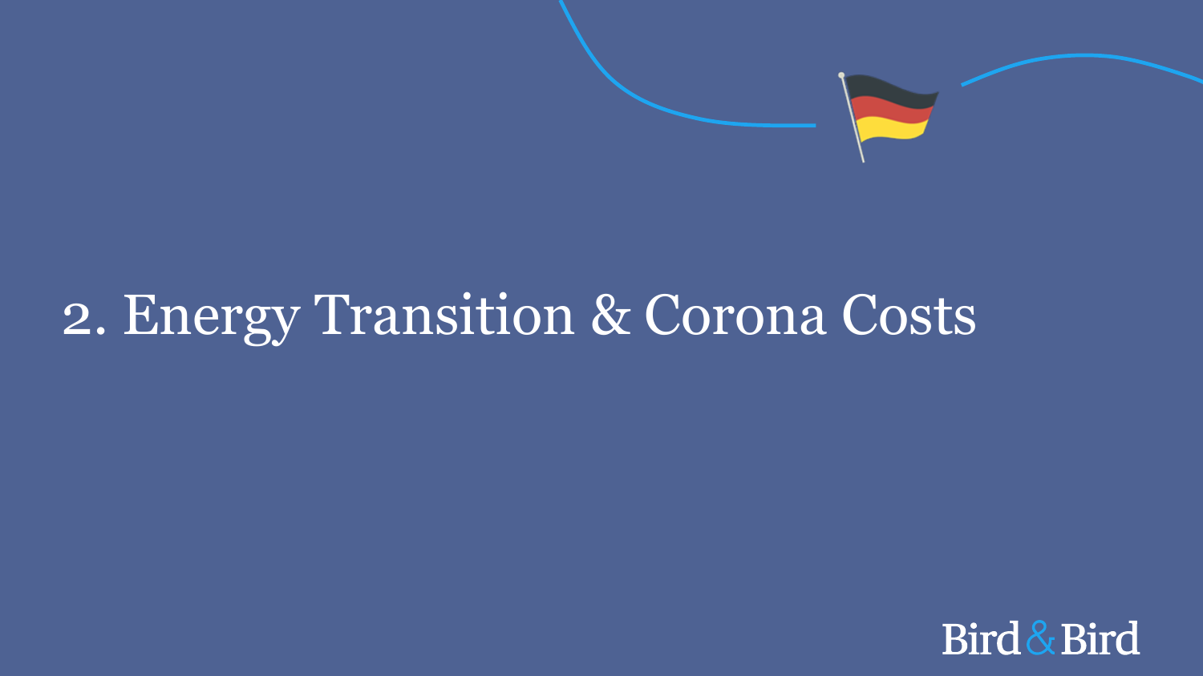# 2. Energy Transition & Corona Costs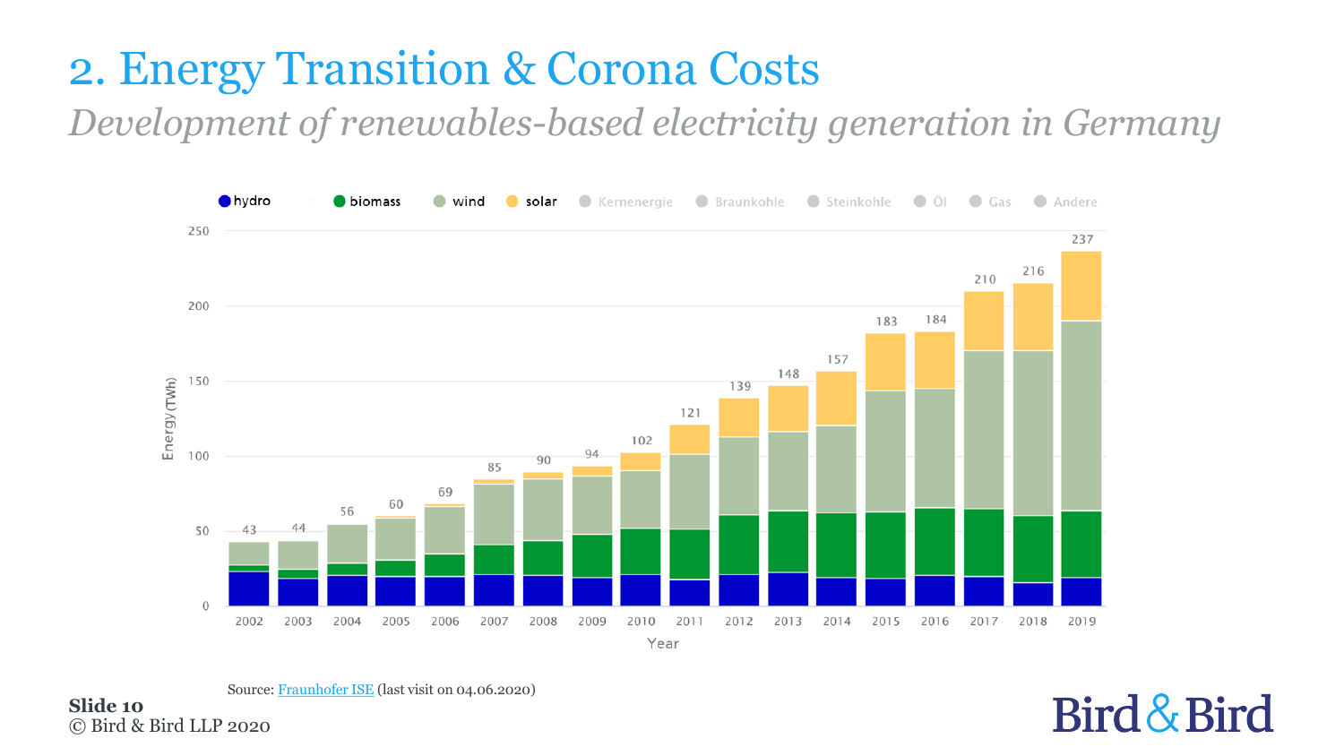# 2. Energy Transition & Corona Costs

*Development of renewables-based electricity generation in Germany*

| Year | Total (TWh) |
|---|---|
| 2002 | 43 |
| 2003 | 44 |
| 2004 | 56 |
| 2005 | 60 |
| 2006 | 69 |
| 2007 | 85 |
| 2008 | 90 |
| 2009 | 94 |
| 2010 | 102 |
| 2011 | 121 |
| 2012 | 139 |
| 2013 | 148 |
| 2014 | 157 |
| 2015 | 183 |
| 2016 | 184 |
| 2017 | 210 |
| 2018 | 216 |
| 2019 | 237 |

Legend: hydro, biomass, wind, solar, Kernenergie, Braunkohle, Steinkohle, Öl, Gas, Andere

Energy (TWh) / Year

Source: Fraunhofer ISE (last visit on 04.06.2020)

Slide 10

© Bird & Bird LLP 2020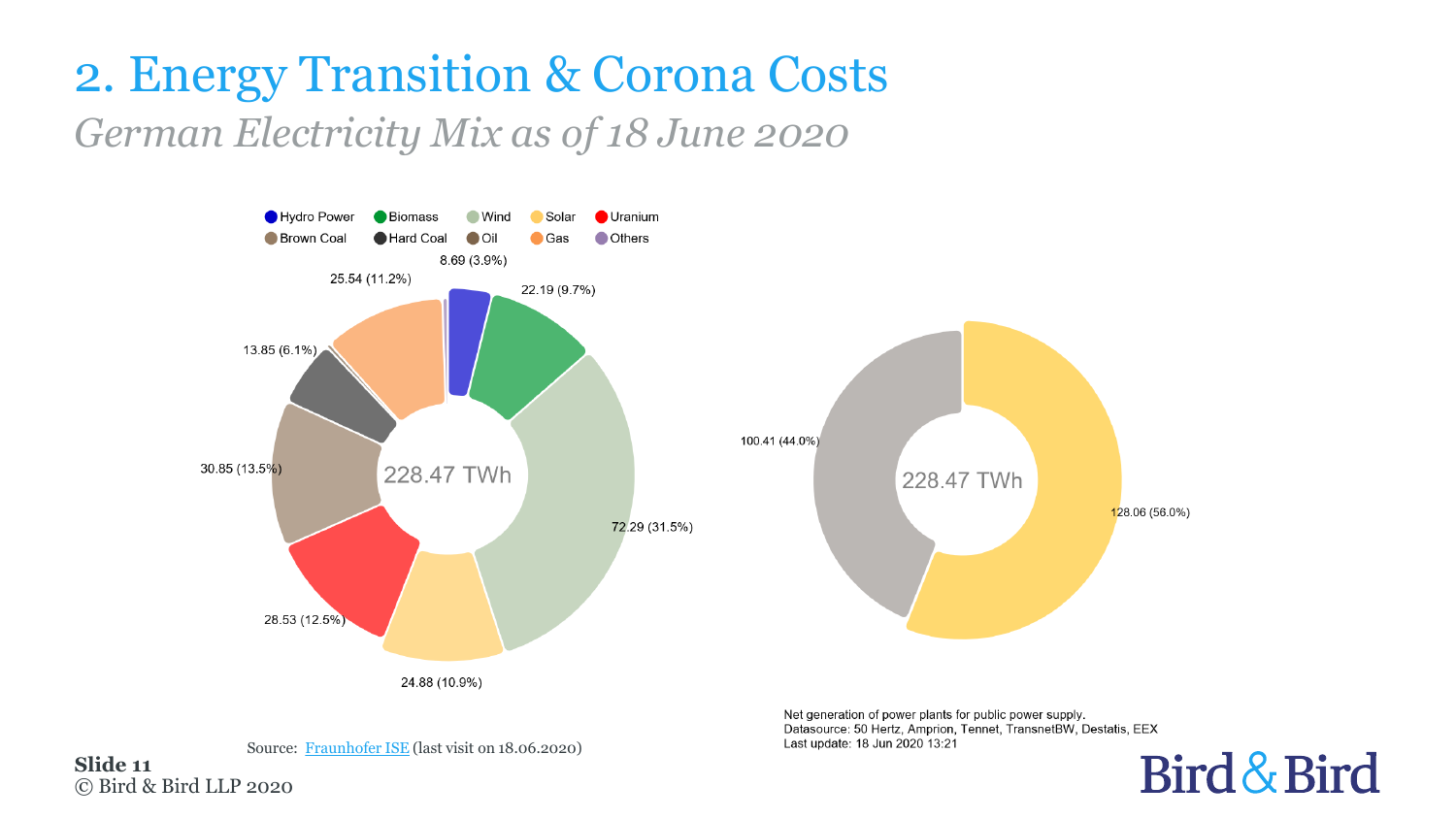# 2. Energy Transition & Corona Costs

*German Electricity Mix as of 18 June 2020*

Hydro Power · Biomass · Wind · Solar · Uranium · Brown Coal · Hard Coal · Oil · Gas · Others

228.47 TWh

8.69 (3.9%)

22.19 (9.7%)

72.29 (31.5%)

24.88 (10.9%)

28.53 (12.5%)

30.85 (13.5%)

13.85 (6.1%)

25.54 (11.2%)

228.47 TWh

100.41 (44.0%)

128.06 (56.0%)

Source: Fraunhofer ISE (last visit on 18.06.2020)

Net generation of power plants for public power supply.
Datasource: 50 Hertz, Amprion, Tennet, TransnetBW, Destatis, EEX
Last update: 18 Jun 2020 13:21

© Bird & Bird LLP 2020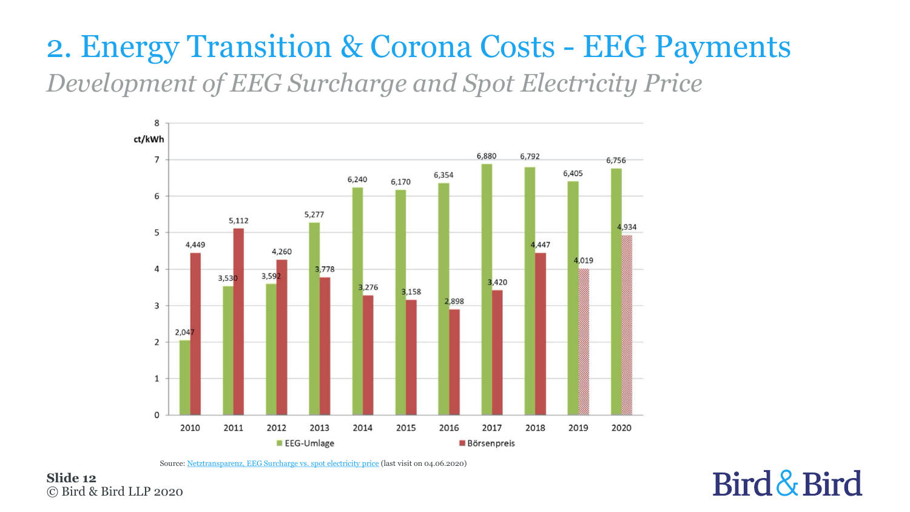# 2. Energy Transition & Corona Costs - EEG Payments

*Development of EEG Surcharge and Spot Electricity Price*

| Year | EEG-Umlage (ct/kWh) | Börsenpreis (ct/kWh) |
|---|---|---|
| 2010 | 2,047 | 4,449 |
| 2011 | 3,530 | 5,112 |
| 2012 | 3,592 | 4,260 |
| 2013 | 5,277 | 3,778 |
| 2014 | 6,240 | 3,276 |
| 2015 | 6,170 | 3,158 |
| 2016 | 6,354 | 2,898 |
| 2017 | 6,880 | 3,420 |
| 2018 | 6,792 | 4,447 |
| 2019 | 6,405 | 4,019 |
| 2020 | 6,756 | 4,934 |

Source: Netztransparenz, EEG Surcharge vs. spot electricity price (last visit on 04.06.2020)

**Slide 12**
© Bird & Bird LLP 2020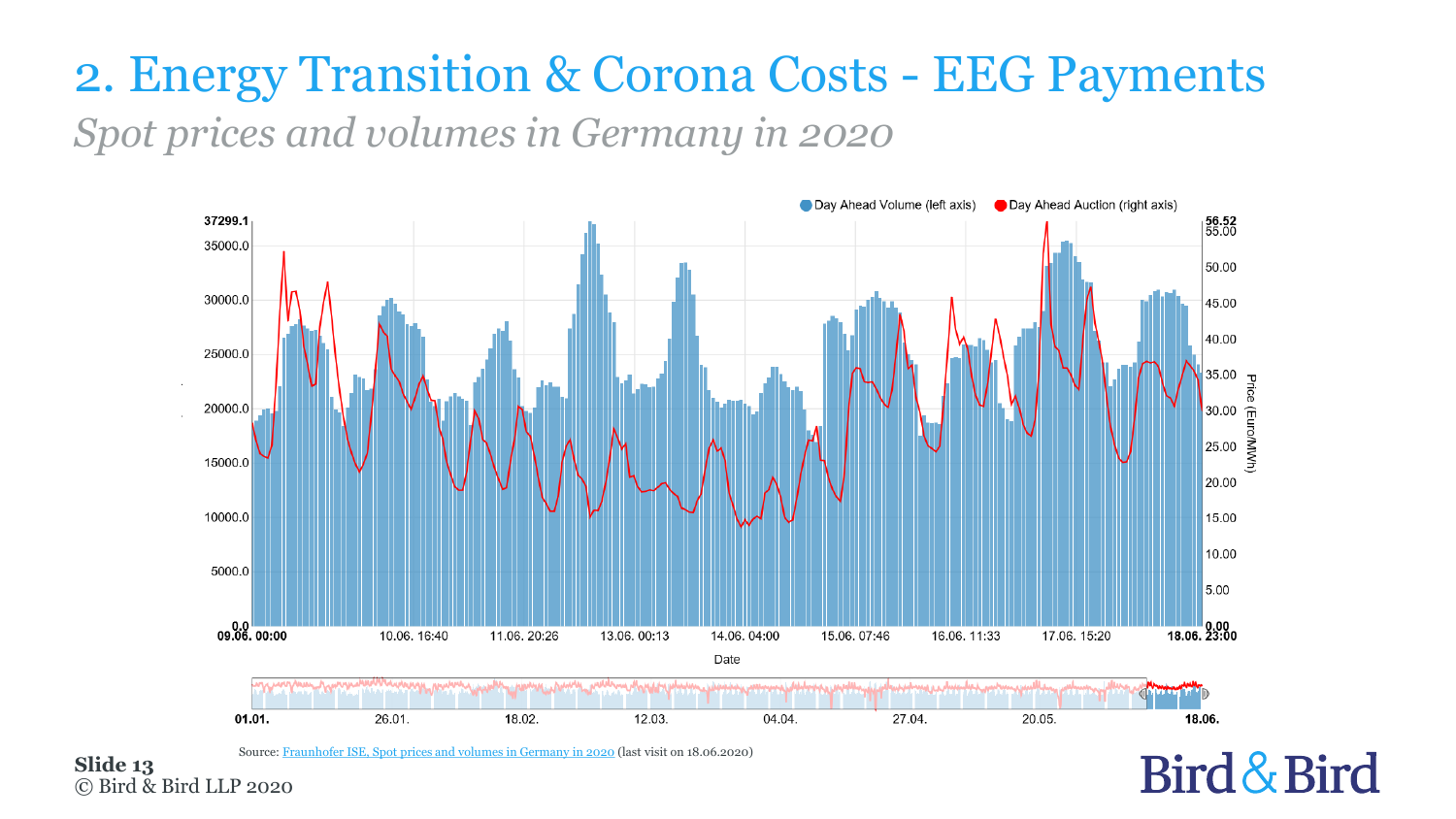# 2. Energy Transition & Corona Costs - EEG Payments

*Spot prices and volumes in Germany in 2020*

Day Ahead Volume (left axis) · Day Ahead Auction (right axis)

Source: Fraunhofer ISE, Spot prices and volumes in Germany in 2020 (last visit on 18.06.2020)

**Slide 13**
© Bird & Bird LLP 2020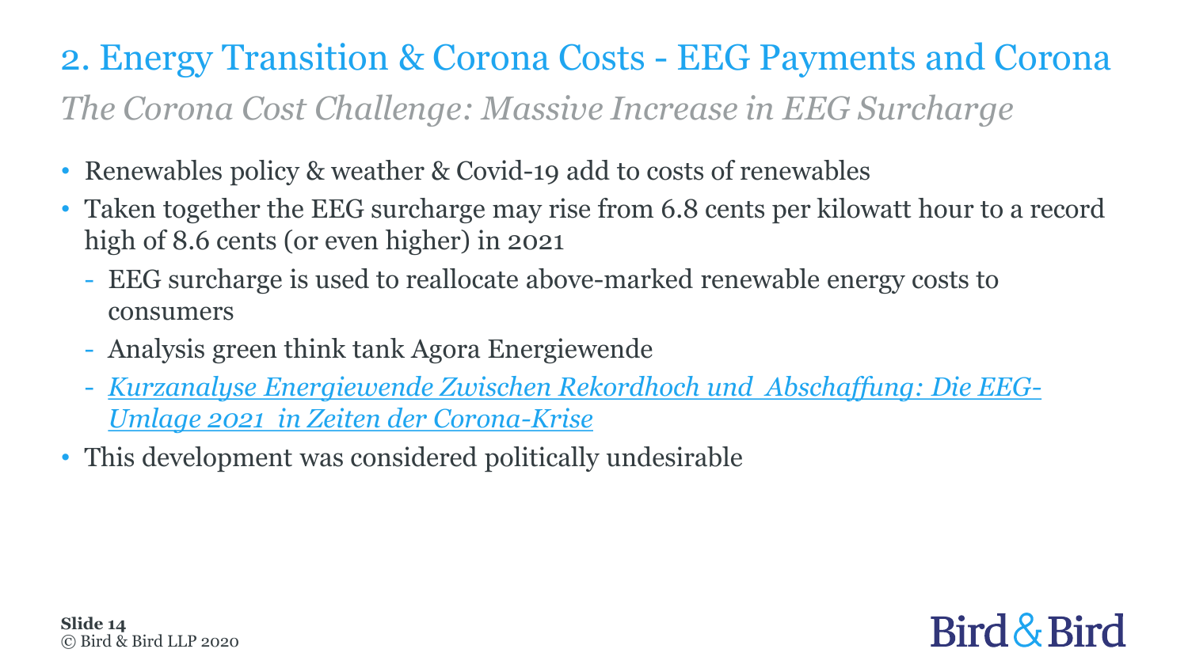# 2. Energy Transition & Corona Costs - EEG Payments and Corona

*The Corona Cost Challenge: Massive Increase in EEG Surcharge*

- Renewables policy & weather & Covid-19 add to costs of renewables
- Taken together the EEG surcharge may rise from 6.8 cents per kilowatt hour to a record high of 8.6 cents (or even higher) in 2021
  - EEG surcharge is used to reallocate above-marked renewable energy costs to consumers
  - Analysis green think tank Agora Energiewende
  - *Kurzanalyse Energiewende Zwischen Rekordhoch und Abschaffung: Die EEG-Umlage 2021 in Zeiten der Corona-Krise*
- This development was considered politically undesirable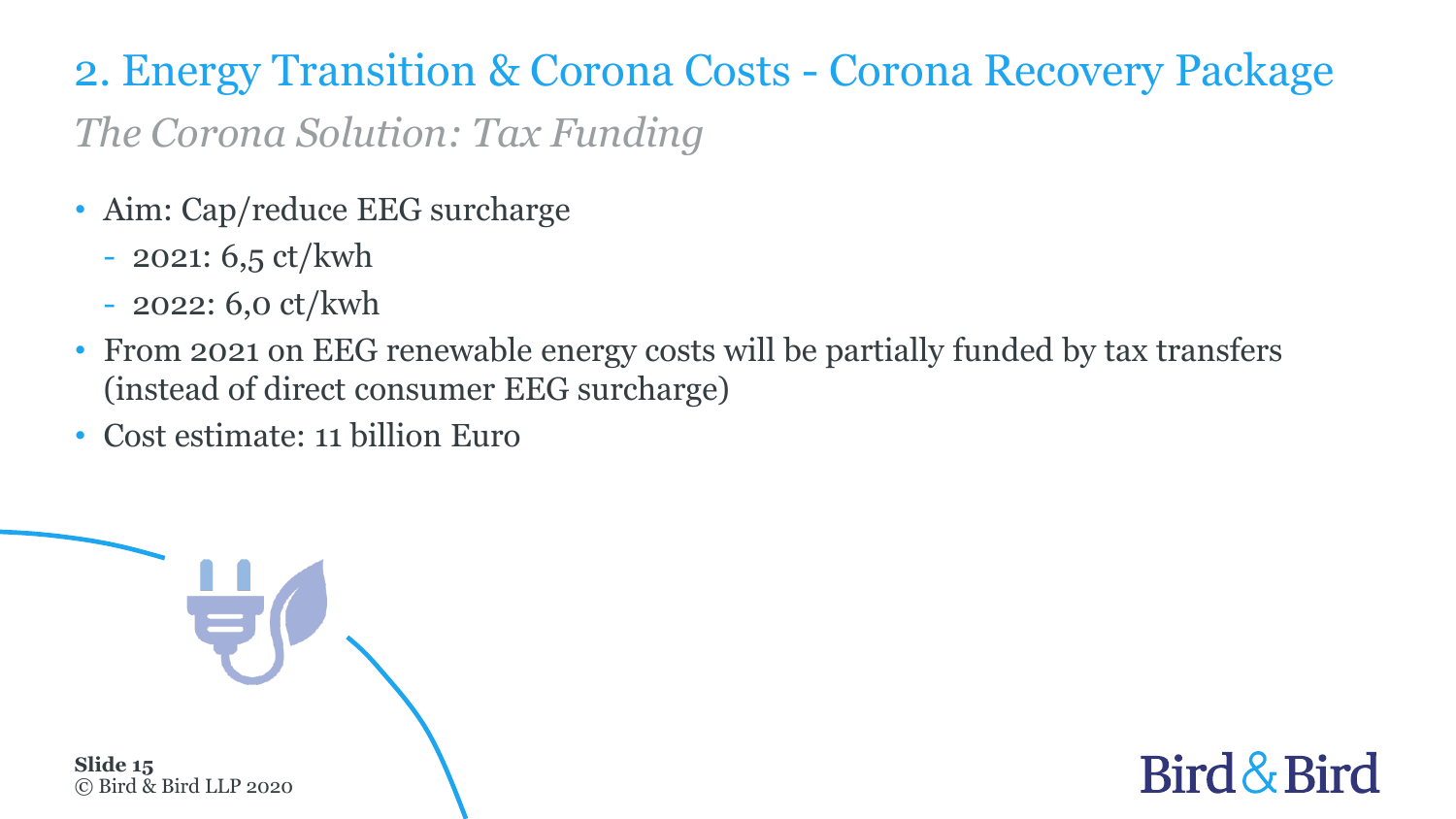## 2. Energy Transition & Corona Costs - Corona Recovery Package

*The Corona Solution: Tax Funding*

- Aim: Cap/reduce EEG surcharge
  - 2021: 6,5 ct/kwh
  - 2022: 6,0 ct/kwh
- From 2021 on EEG renewable energy costs will be partially funded by tax transfers (instead of direct consumer EEG surcharge)
- Cost estimate: 11 billion Euro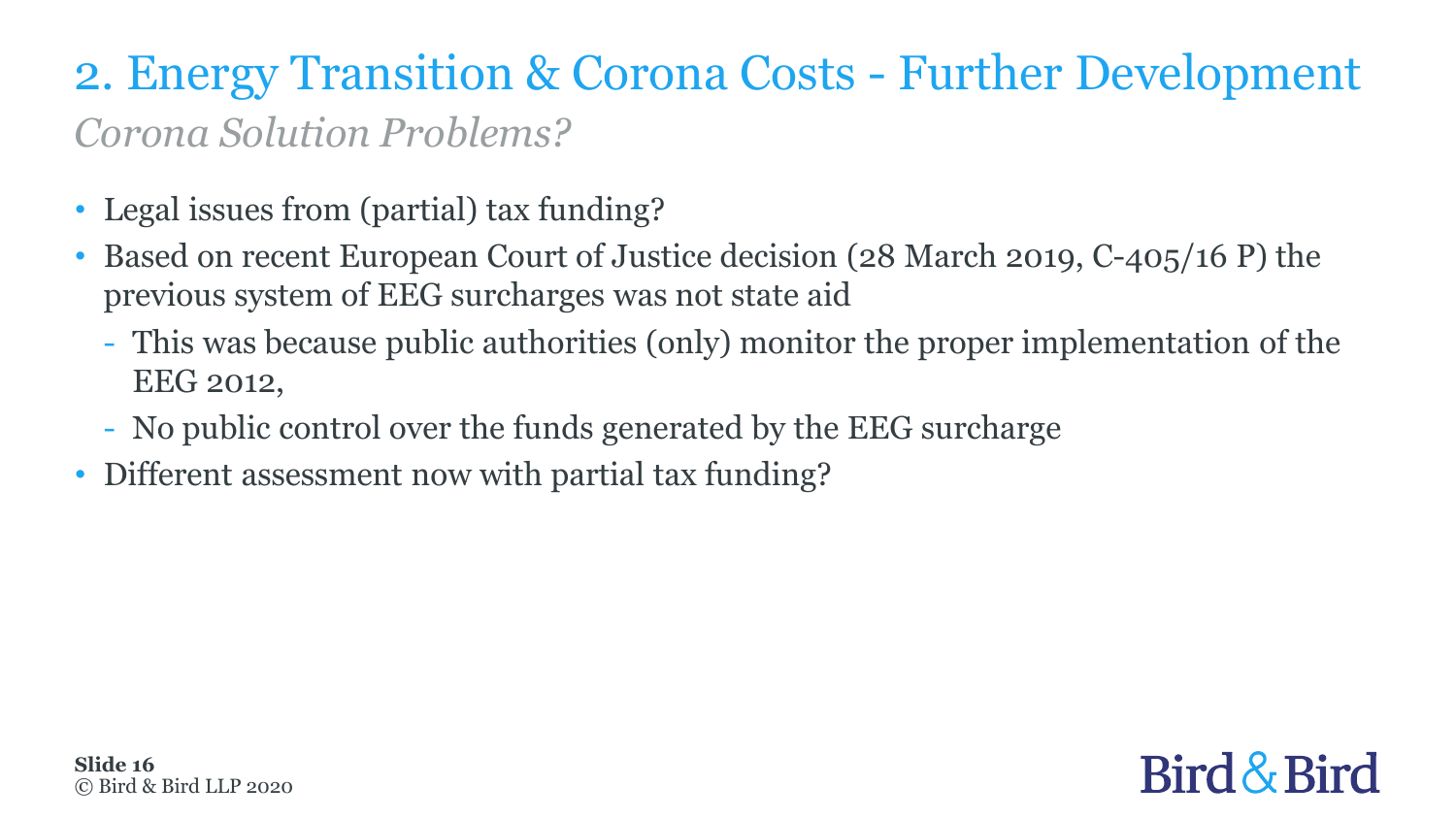# 2. Energy Transition & Corona Costs - Further Development

*Corona Solution Problems?*

- Legal issues from (partial) tax funding?
- Based on recent European Court of Justice decision (28 March 2019, C-405/16 P) the previous system of EEG surcharges was not state aid
  - This was because public authorities (only) monitor the proper implementation of the EEG 2012,
  - No public control over the funds generated by the EEG surcharge
- Different assessment now with partial tax funding?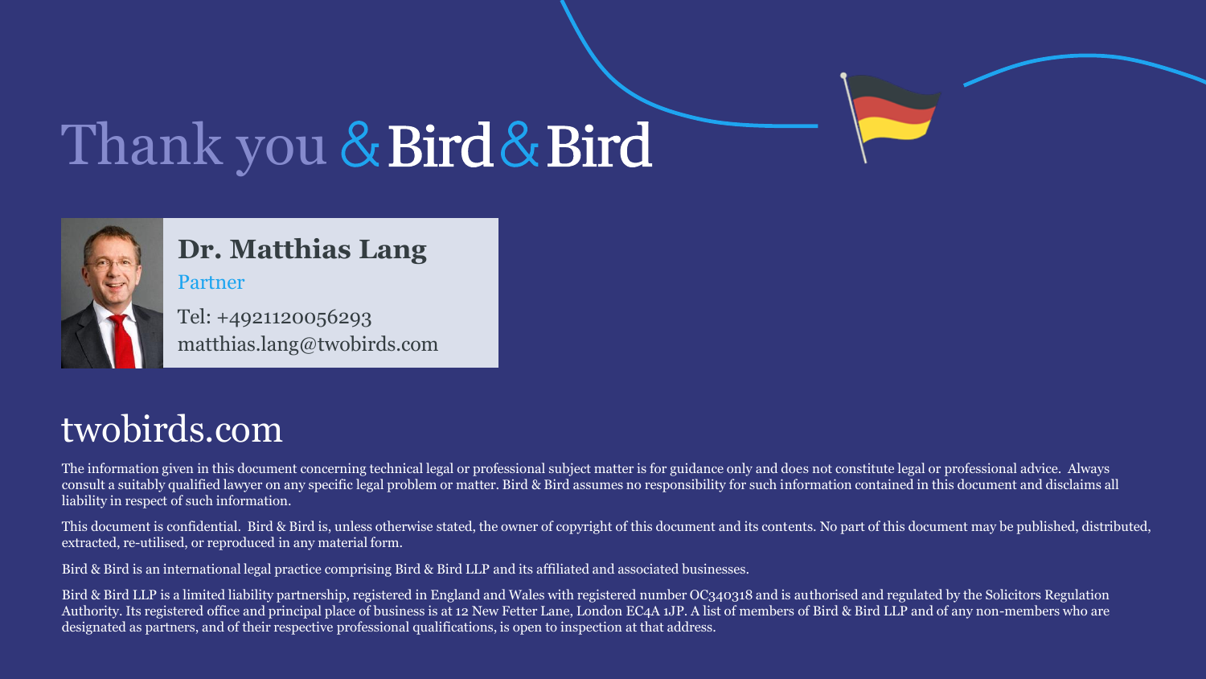# Thank you & Bird & Bird

**Dr. Matthias Lang**

Partner

Tel: +4921120056293

matthias.lang@twobirds.com

## twobirds.com

The information given in this document concerning technical legal or professional subject matter is for guidance only and does not constitute legal or professional advice. Always consult a suitably qualified lawyer on any specific legal problem or matter. Bird & Bird assumes no responsibility for such information contained in this document and disclaims all liability in respect of such information.

This document is confidential. Bird & Bird is, unless otherwise stated, the owner of copyright of this document and its contents. No part of this document may be published, distributed, extracted, re-utilised, or reproduced in any material form.

Bird & Bird is an international legal practice comprising Bird & Bird LLP and its affiliated and associated businesses.

Bird & Bird LLP is a limited liability partnership, registered in England and Wales with registered number OC340318 and is authorised and regulated by the Solicitors Regulation Authority. Its registered office and principal place of business is at 12 New Fetter Lane, London EC4A 1JP. A list of members of Bird & Bird LLP and of any non-members who are designated as partners, and of their respective professional qualifications, is open to inspection at that address.